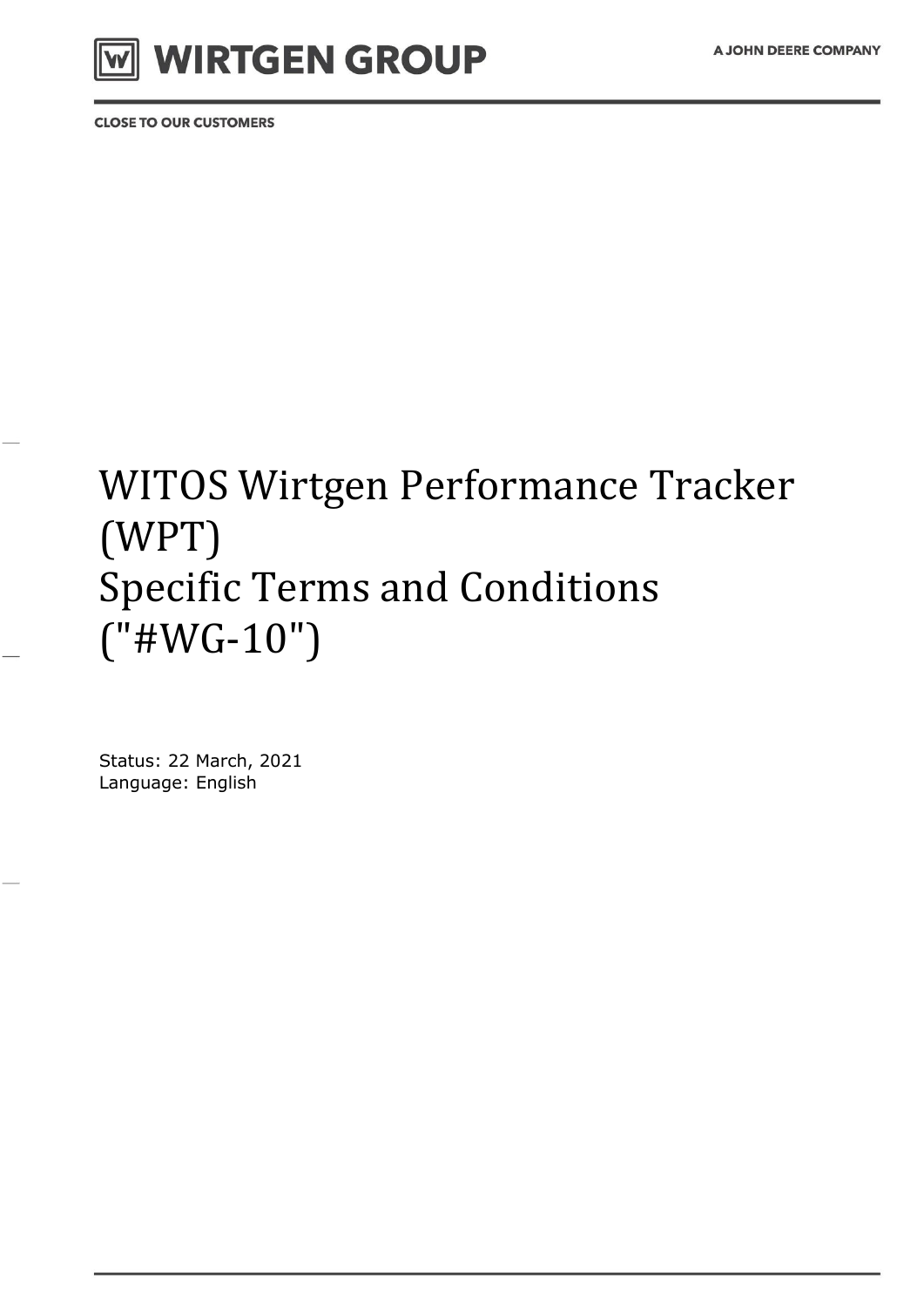# WITOS Wirtgen Performance Tracker (WPT) Specific Terms and Conditions ("#WG-10")

Status: 22 March, 2021
Language: English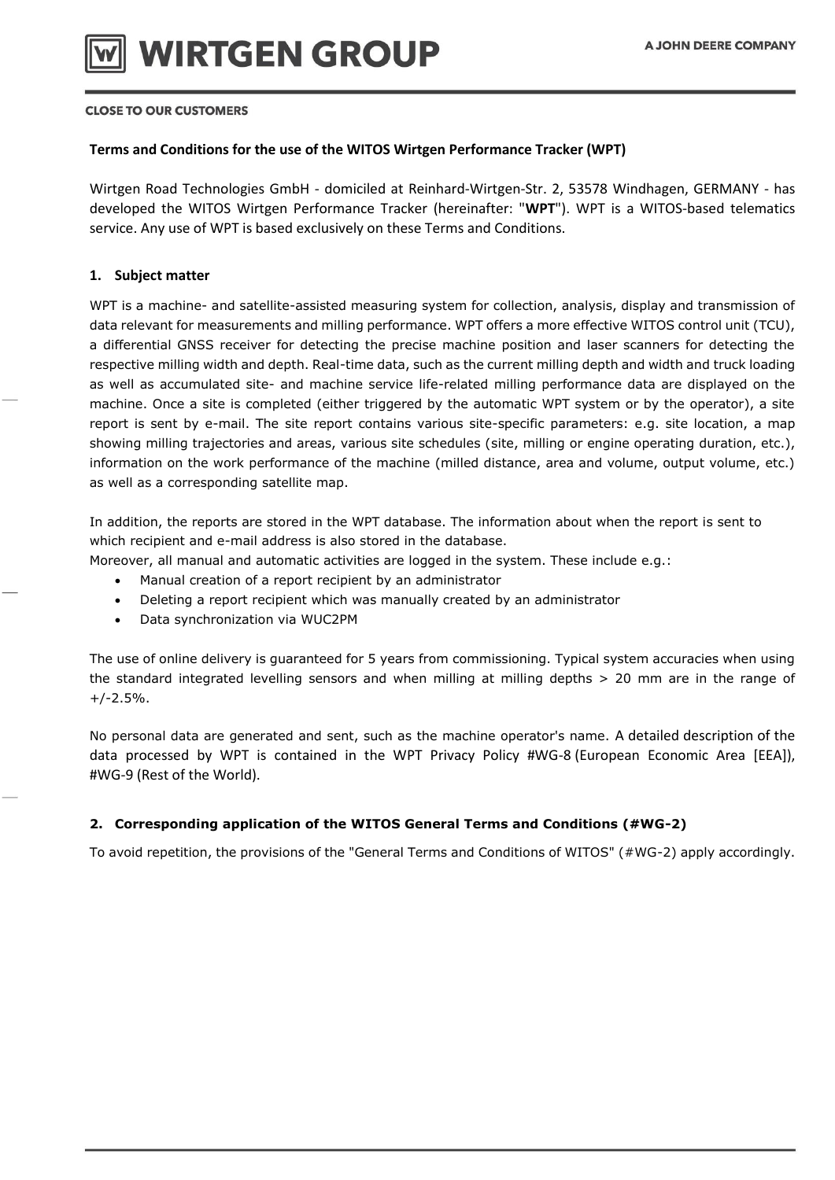### Terms and Conditions for the use of the WITOS Wirtgen Performance Tracker (WPT)

Wirtgen Road Technologies GmbH - domiciled at Reinhard-Wirtgen-Str. 2, 53578 Windhagen, GERMANY - has developed the WITOS Wirtgen Performance Tracker (hereinafter: "**WPT**"). WPT is a WITOS-based telematics service. Any use of WPT is based exclusively on these Terms and Conditions.

#### 1. Subject matter

WPT is a machine- and satellite-assisted measuring system for collection, analysis, display and transmission of data relevant for measurements and milling performance. WPT offers a more effective WITOS control unit (TCU), a differential GNSS receiver for detecting the precise machine position and laser scanners for detecting the respective milling width and depth. Real-time data, such as the current milling depth and width and truck loading as well as accumulated site- and machine service life-related milling performance data are displayed on the machine. Once a site is completed (either triggered by the automatic WPT system or by the operator), a site report is sent by e-mail. The site report contains various site-specific parameters: e.g. site location, a map showing milling trajectories and areas, various site schedules (site, milling or engine operating duration, etc.), information on the work performance of the machine (milled distance, area and volume, output volume, etc.) as well as a corresponding satellite map.

In addition, the reports are stored in the WPT database. The information about when the report is sent to which recipient and e-mail address is also stored in the database.
Moreover, all manual and automatic activities are logged in the system. These include e.g.:

- Manual creation of a report recipient by an administrator
- Deleting a report recipient which was manually created by an administrator
- Data synchronization via WUC2PM

The use of online delivery is guaranteed for 5 years from commissioning. Typical system accuracies when using the standard integrated levelling sensors and when milling at milling depths > 20 mm are in the range of +/-2.5%.

No personal data are generated and sent, such as the machine operator's name. A detailed description of the data processed by WPT is contained in the WPT Privacy Policy #WG-8 (European Economic Area [EEA]), #WG-9 (Rest of the World).

#### 2. Corresponding application of the WITOS General Terms and Conditions (#WG-2)

To avoid repetition, the provisions of the "General Terms and Conditions of WITOS" (#WG-2) apply accordingly.